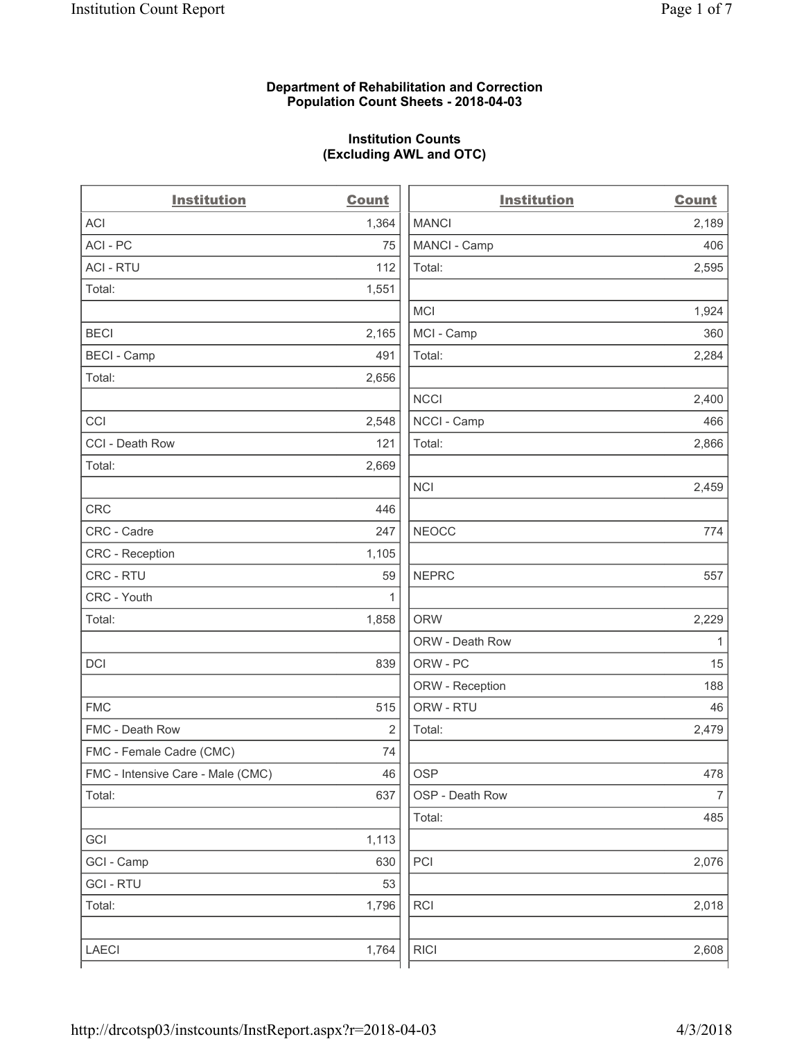**Department of Rehabilitation and Correction**
**Population Count Sheets - 2018-04-03**

**Institution Counts**
**(Excluding AWL and OTC)**

| Institution | Count |
|---|---|
| ACI | 1,364 |
| ACI - PC | 75 |
| ACI - RTU | 112 |
| Total: | 1,551 |
| | |
| BECI | 2,165 |
| BECI - Camp | 491 |
| Total: | 2,656 |
| | |
| CCI | 2,548 |
| CCI - Death Row | 121 |
| Total: | 2,669 |
| | |
| CRC | 446 |
| CRC - Cadre | 247 |
| CRC - Reception | 1,105 |
| CRC - RTU | 59 |
| CRC - Youth | 1 |
| Total: | 1,858 |
| | |
| DCI | 839 |
| | |
| FMC | 515 |
| FMC - Death Row | 2 |
| FMC - Female Cadre (CMC) | 74 |
| FMC - Intensive Care - Male (CMC) | 46 |
| Total: | 637 |
| | |
| GCI | 1,113 |
| GCI - Camp | 630 |
| GCI - RTU | 53 |
| Total: | 1,796 |
| | |
| LAECI | 1,764 |

| Institution | Count |
|---|---|
| MANCI | 2,189 |
| MANCI - Camp | 406 |
| Total: | 2,595 |
| | |
| MCI | 1,924 |
| MCI - Camp | 360 |
| Total: | 2,284 |
| | |
| NCCI | 2,400 |
| NCCI - Camp | 466 |
| Total: | 2,866 |
| | |
| NCI | 2,459 |
| | |
| NEOCC | 774 |
| | |
| NEPRC | 557 |
| | |
| ORW | 2,229 |
| ORW - Death Row | 1 |
| ORW - PC | 15 |
| ORW - Reception | 188 |
| ORW - RTU | 46 |
| Total: | 2,479 |
| | |
| OSP | 478 |
| OSP - Death Row | 7 |
| Total: | 485 |
| | |
| PCI | 2,076 |
| | |
| RCI | 2,018 |
| | |
| RICI | 2,608 |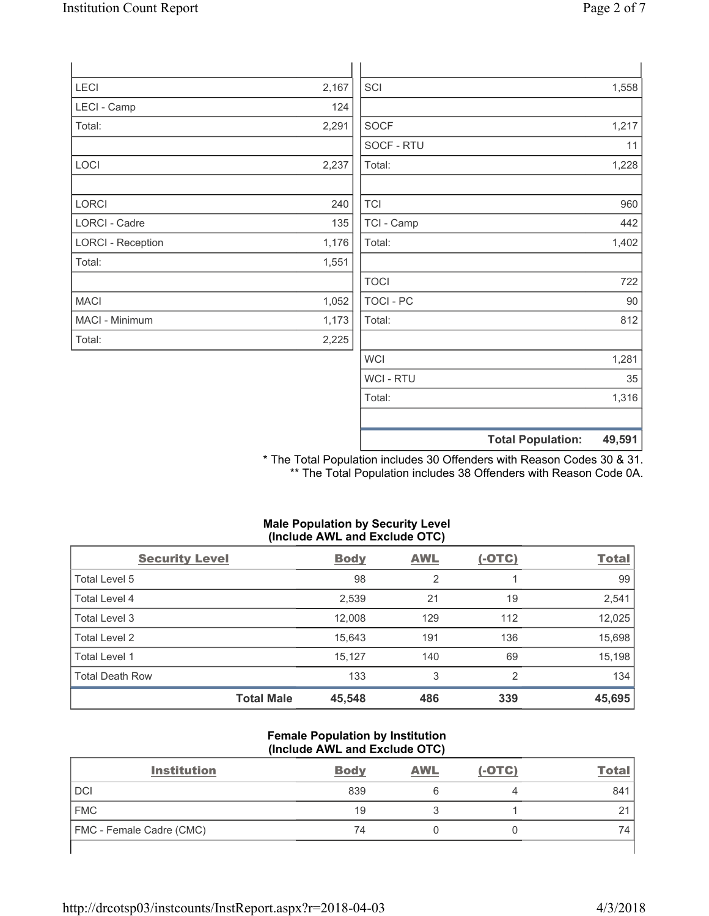| | |
|---|---|
| LECI | 2,167 |
| LECI - Camp | 124 |
| Total: | 2,291 |
| | |
| LOCI | 2,237 |
| | |
| LORCI | 240 |
| LORCI - Cadre | 135 |
| LORCI - Reception | 1,176 |
| Total: | 1,551 |
| | |
| MACI | 1,052 |
| MACI - Minimum | 1,173 |
| Total: | 2,225 |

| | |
|---|---|
| SCI | 1,558 |
| | |
| SOCF | 1,217 |
| SOCF - RTU | 11 |
| Total: | 1,228 |
| | |
| TCI | 960 |
| TCI - Camp | 442 |
| Total: | 1,402 |
| | |
| TOCI | 722 |
| TOCI - PC | 90 |
| Total: | 812 |
| | |
| WCI | 1,281 |
| WCI - RTU | 35 |
| Total: | 1,316 |
| | |
| **Total Population:** | **49,591** |

* The Total Population includes 30 Offenders with Reason Codes 30 & 31.
** The Total Population includes 38 Offenders with Reason Code 0A.

**Male Population by Security Level (Include AWL and Exclude OTC)**

| Security Level | Body | AWL | (-OTC) | Total |
|---|---|---|---|---|
| Total Level 5 | 98 | 2 | 1 | 99 |
| Total Level 4 | 2,539 | 21 | 19 | 2,541 |
| Total Level 3 | 12,008 | 129 | 112 | 12,025 |
| Total Level 2 | 15,643 | 191 | 136 | 15,698 |
| Total Level 1 | 15,127 | 140 | 69 | 15,198 |
| Total Death Row | 133 | 3 | 2 | 134 |
| **Total Male** | **45,548** | **486** | **339** | **45,695** |

**Female Population by Institution (Include AWL and Exclude OTC)**

| Institution | Body | AWL | (-OTC) | Total |
|---|---|---|---|---|
| DCI | 839 | 6 | 4 | 841 |
| FMC | 19 | 3 | 1 | 21 |
| FMC - Female Cadre (CMC) | 74 | 0 | 0 | 74 |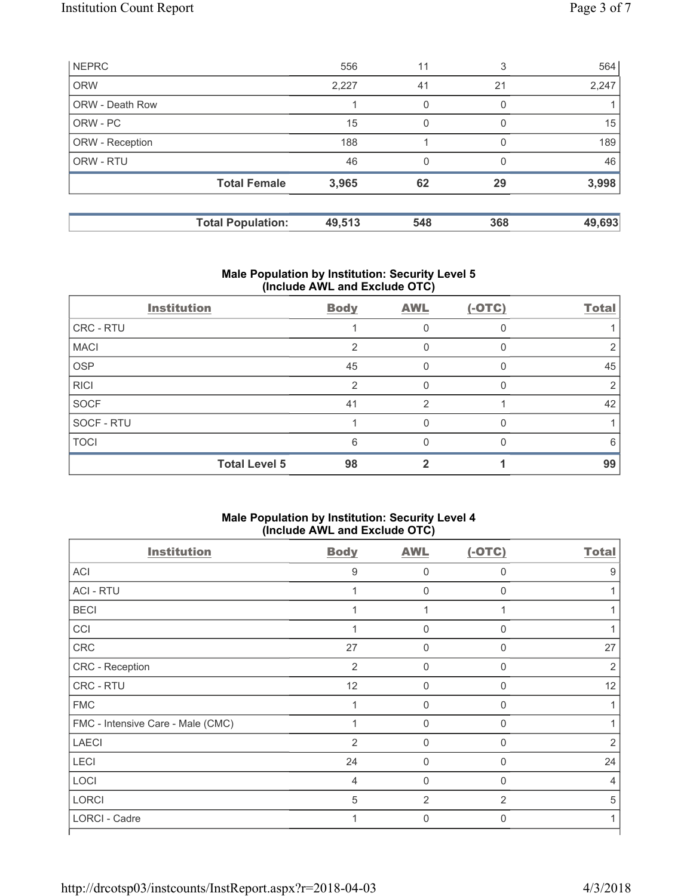| NEPRC | 556 | 11 | 3 | 564 |
|---|---|---|---|---|
| ORW | 2,227 | 41 | 21 | 2,247 |
| ORW - Death Row | 1 | 0 | 0 | 1 |
| ORW - PC | 15 | 0 | 0 | 15 |
| ORW - Reception | 188 | 1 | 0 | 189 |
| ORW - RTU | 46 | 0 | 0 | 46 |
| **Total Female** | **3,965** | **62** | **29** | **3,998** |

| **Total Population:** | **49,513** | **548** | **368** | **49,693** |
|---|---|---|---|---|

### Male Population by Institution: Security Level 5 (Include AWL and Exclude OTC)

| Institution | Body | AWL | (-OTC) | Total |
|---|---|---|---|---|
| CRC - RTU | 1 | 0 | 0 | 1 |
| MACI | 2 | 0 | 0 | 2 |
| OSP | 45 | 0 | 0 | 45 |
| RICI | 2 | 0 | 0 | 2 |
| SOCF | 41 | 2 | 1 | 42 |
| SOCF - RTU | 1 | 0 | 0 | 1 |
| TOCI | 6 | 0 | 0 | 6 |
| **Total Level 5** | **98** | **2** | **1** | **99** |

### Male Population by Institution: Security Level 4 (Include AWL and Exclude OTC)

| Institution | Body | AWL | (-OTC) | Total |
|---|---|---|---|---|
| ACI | 9 | 0 | 0 | 9 |
| ACI - RTU | 1 | 0 | 0 | 1 |
| BECI | 1 | 1 | 1 | 1 |
| CCI | 1 | 0 | 0 | 1 |
| CRC | 27 | 0 | 0 | 27 |
| CRC - Reception | 2 | 0 | 0 | 2 |
| CRC - RTU | 12 | 0 | 0 | 12 |
| FMC | 1 | 0 | 0 | 1 |
| FMC - Intensive Care - Male (CMC) | 1 | 0 | 0 | 1 |
| LAECI | 2 | 0 | 0 | 2 |
| LECI | 24 | 0 | 0 | 24 |
| LOCI | 4 | 0 | 0 | 4 |
| LORCI | 5 | 2 | 2 | 5 |
| LORCI - Cadre | 1 | 0 | 0 | 1 |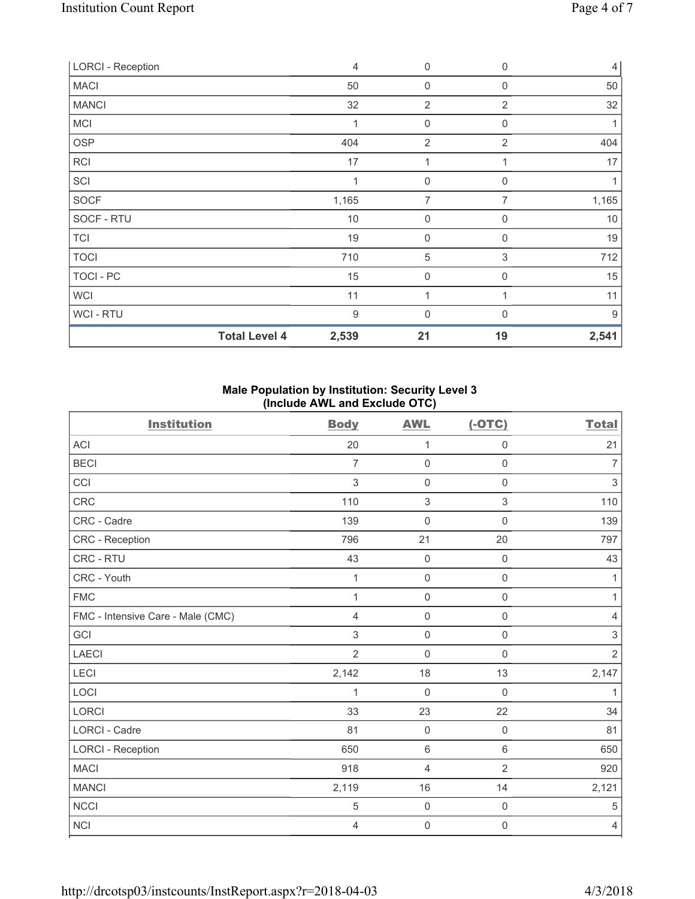| | | | | |
|---|---|---|---|---|
| LORCI - Reception | | 4 | 0 | 0 | 4 |
| MACI | | 50 | 0 | 0 | 50 |
| MANCI | | 32 | 2 | 2 | 32 |
| MCI | | 1 | 0 | 0 | 1 |
| OSP | | 404 | 2 | 2 | 404 |
| RCI | | 17 | 1 | 1 | 17 |
| SCI | | 1 | 0 | 0 | 1 |
| SOCF | | 1,165 | 7 | 7 | 1,165 |
| SOCF - RTU | | 10 | 0 | 0 | 10 |
| TCI | | 19 | 0 | 0 | 19 |
| TOCI | | 710 | 5 | 3 | 712 |
| TOCI - PC | | 15 | 0 | 0 | 15 |
| WCI | | 11 | 1 | 1 | 11 |
| WCI - RTU | | 9 | 0 | 0 | 9 |
| | **Total Level 4** | **2,539** | **21** | **19** | **2,541** |

**Male Population by Institution: Security Level 3 (Include AWL and Exclude OTC)**

| Institution | Body | AWL | (-OTC) | Total |
|---|---|---|---|---|
| ACI | 20 | 1 | 0 | 21 |
| BECI | 7 | 0 | 0 | 7 |
| CCI | 3 | 0 | 0 | 3 |
| CRC | 110 | 3 | 3 | 110 |
| CRC - Cadre | 139 | 0 | 0 | 139 |
| CRC - Reception | 796 | 21 | 20 | 797 |
| CRC - RTU | 43 | 0 | 0 | 43 |
| CRC - Youth | 1 | 0 | 0 | 1 |
| FMC | 1 | 0 | 0 | 1 |
| FMC - Intensive Care - Male (CMC) | 4 | 0 | 0 | 4 |
| GCI | 3 | 0 | 0 | 3 |
| LAECI | 2 | 0 | 0 | 2 |
| LECI | 2,142 | 18 | 13 | 2,147 |
| LOCI | 1 | 0 | 0 | 1 |
| LORCI | 33 | 23 | 22 | 34 |
| LORCI - Cadre | 81 | 0 | 0 | 81 |
| LORCI - Reception | 650 | 6 | 6 | 650 |
| MACI | 918 | 4 | 2 | 920 |
| MANCI | 2,119 | 16 | 14 | 2,121 |
| NCCI | 5 | 0 | 0 | 5 |
| NCI | 4 | 0 | 0 | 4 |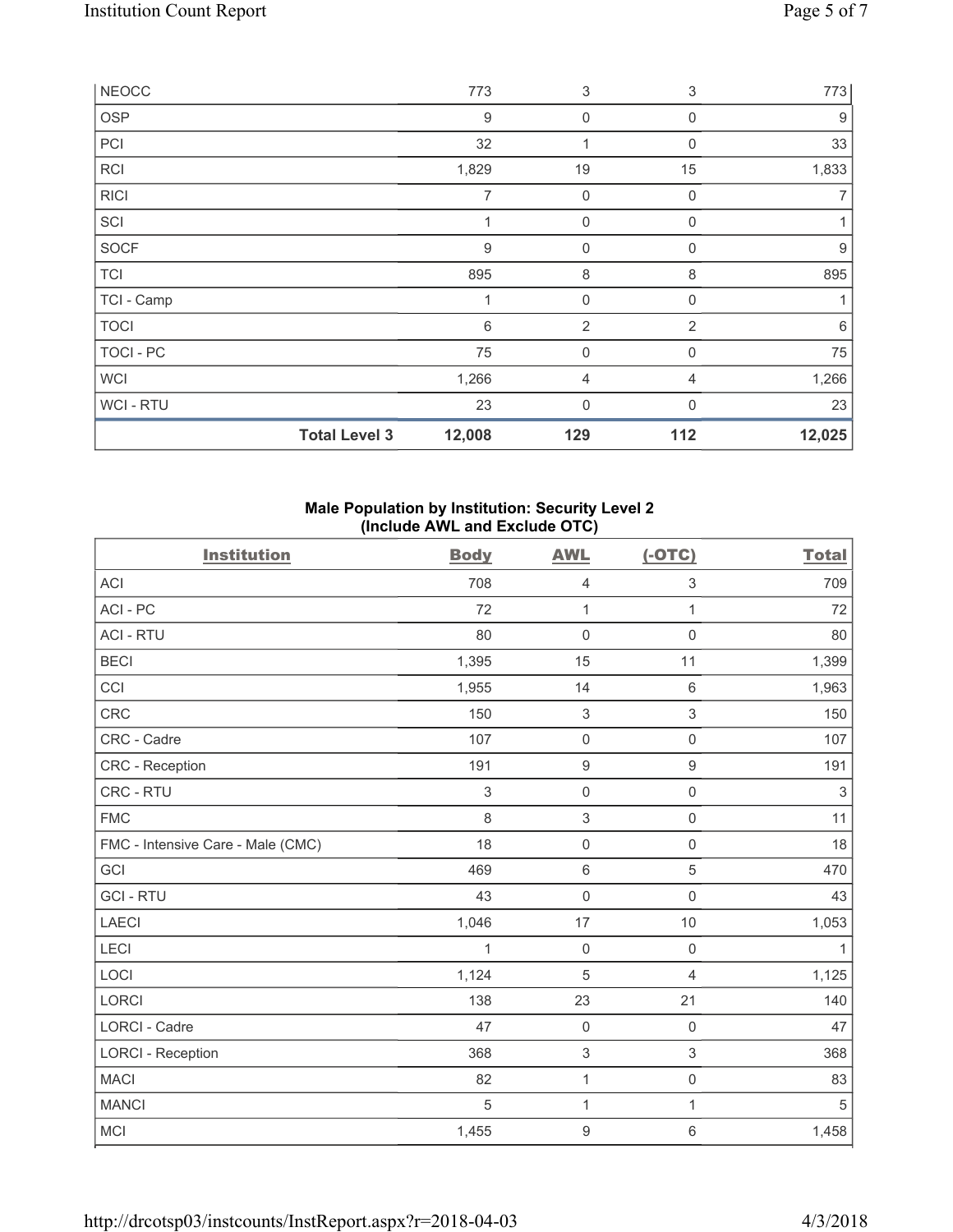| | | | | |
|---|---|---|---|---|
| NEOCC | 773 | 3 | 3 | 773 |
| OSP | 9 | 0 | 0 | 9 |
| PCI | 32 | 1 | 0 | 33 |
| RCI | 1,829 | 19 | 15 | 1,833 |
| RICI | 7 | 0 | 0 | 7 |
| SCI | 1 | 0 | 0 | 1 |
| SOCF | 9 | 0 | 0 | 9 |
| TCI | 895 | 8 | 8 | 895 |
| TCI - Camp | 1 | 0 | 0 | 1 |
| TOCI | 6 | 2 | 2 | 6 |
| TOCI - PC | 75 | 0 | 0 | 75 |
| WCI | 1,266 | 4 | 4 | 1,266 |
| WCI - RTU | 23 | 0 | 0 | 23 |
| **Total Level 3** | **12,008** | **129** | **112** | **12,025** |

**Male Population by Institution: Security Level 2**
**(Include AWL and Exclude OTC)**

| Institution | Body | AWL | (-OTC) | Total |
|---|---|---|---|---|
| ACI | 708 | 4 | 3 | 709 |
| ACI - PC | 72 | 1 | 1 | 72 |
| ACI - RTU | 80 | 0 | 0 | 80 |
| BECI | 1,395 | 15 | 11 | 1,399 |
| CCI | 1,955 | 14 | 6 | 1,963 |
| CRC | 150 | 3 | 3 | 150 |
| CRC - Cadre | 107 | 0 | 0 | 107 |
| CRC - Reception | 191 | 9 | 9 | 191 |
| CRC - RTU | 3 | 0 | 0 | 3 |
| FMC | 8 | 3 | 0 | 11 |
| FMC - Intensive Care - Male (CMC) | 18 | 0 | 0 | 18 |
| GCI | 469 | 6 | 5 | 470 |
| GCI - RTU | 43 | 0 | 0 | 43 |
| LAECI | 1,046 | 17 | 10 | 1,053 |
| LECI | 1 | 0 | 0 | 1 |
| LOCI | 1,124 | 5 | 4 | 1,125 |
| LORCI | 138 | 23 | 21 | 140 |
| LORCI - Cadre | 47 | 0 | 0 | 47 |
| LORCI - Reception | 368 | 3 | 3 | 368 |
| MACI | 82 | 1 | 0 | 83 |
| MANCI | 5 | 1 | 1 | 5 |
| MCI | 1,455 | 9 | 6 | 1,458 |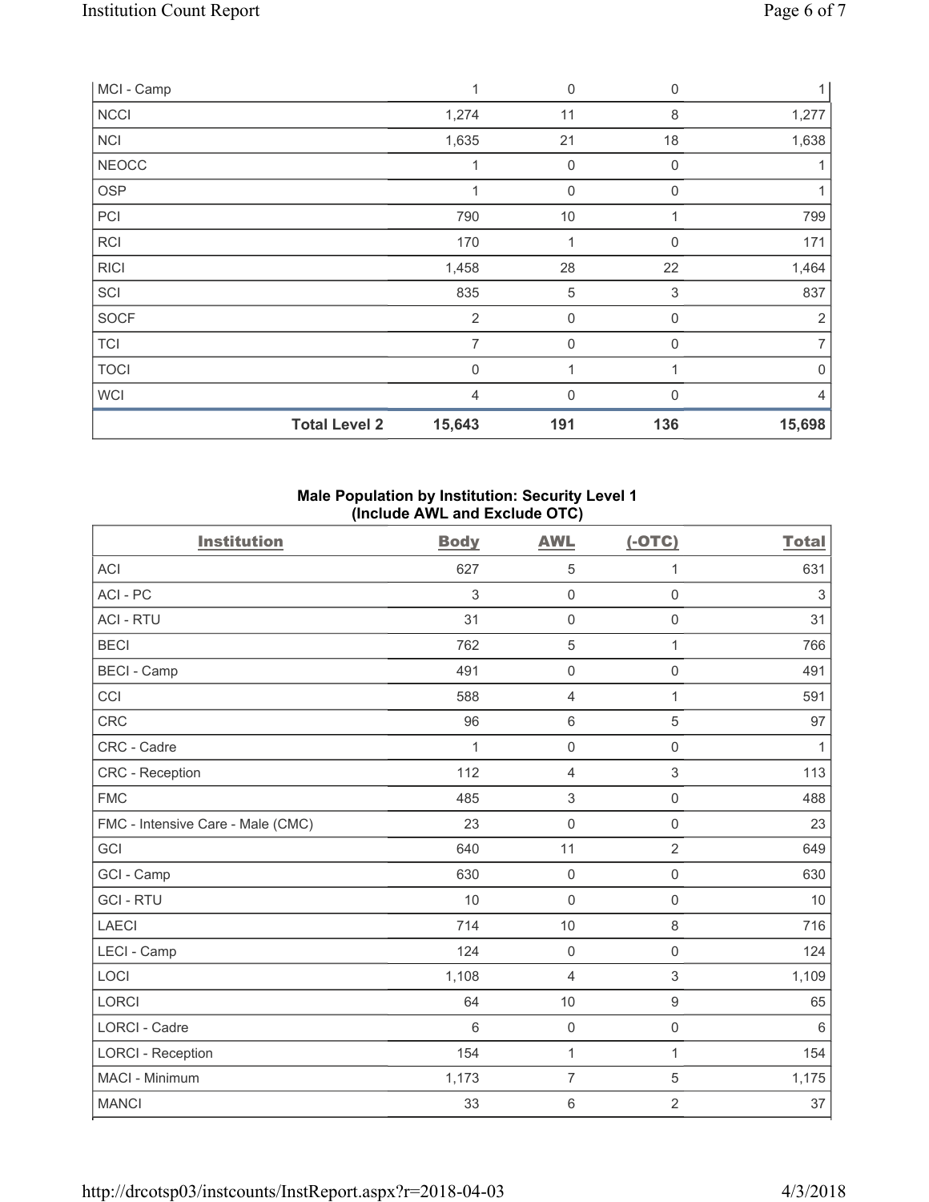| | Body | AWL | (-OTC) | Total |
|---|---|---|---|---|
| MCI - Camp | 1 | 0 | 0 | 1 |
| NCCI | 1,274 | 11 | 8 | 1,277 |
| NCI | 1,635 | 21 | 18 | 1,638 |
| NEOCC | 1 | 0 | 0 | 1 |
| OSP | 1 | 0 | 0 | 1 |
| PCI | 790 | 10 | 1 | 799 |
| RCI | 170 | 1 | 0 | 171 |
| RICI | 1,458 | 28 | 22 | 1,464 |
| SCI | 835 | 5 | 3 | 837 |
| SOCF | 2 | 0 | 0 | 2 |
| TCI | 7 | 0 | 0 | 7 |
| TOCI | 0 | 1 | 1 | 0 |
| WCI | 4 | 0 | 0 | 4 |
| **Total Level 2** | **15,643** | **191** | **136** | **15,698** |

## Male Population by Institution: Security Level 1 (Include AWL and Exclude OTC)

| Institution | Body | AWL | (-OTC) | Total |
|---|---|---|---|---|
| ACI | 627 | 5 | 1 | 631 |
| ACI - PC | 3 | 0 | 0 | 3 |
| ACI - RTU | 31 | 0 | 0 | 31 |
| BECI | 762 | 5 | 1 | 766 |
| BECI - Camp | 491 | 0 | 0 | 491 |
| CCI | 588 | 4 | 1 | 591 |
| CRC | 96 | 6 | 5 | 97 |
| CRC - Cadre | 1 | 0 | 0 | 1 |
| CRC - Reception | 112 | 4 | 3 | 113 |
| FMC | 485 | 3 | 0 | 488 |
| FMC - Intensive Care - Male (CMC) | 23 | 0 | 0 | 23 |
| GCI | 640 | 11 | 2 | 649 |
| GCI - Camp | 630 | 0 | 0 | 630 |
| GCI - RTU | 10 | 0 | 0 | 10 |
| LAECI | 714 | 10 | 8 | 716 |
| LECI - Camp | 124 | 0 | 0 | 124 |
| LOCI | 1,108 | 4 | 3 | 1,109 |
| LORCI | 64 | 10 | 9 | 65 |
| LORCI - Cadre | 6 | 0 | 0 | 6 |
| LORCI - Reception | 154 | 1 | 1 | 154 |
| MACI - Minimum | 1,173 | 7 | 5 | 1,175 |
| MANCI | 33 | 6 | 2 | 37 |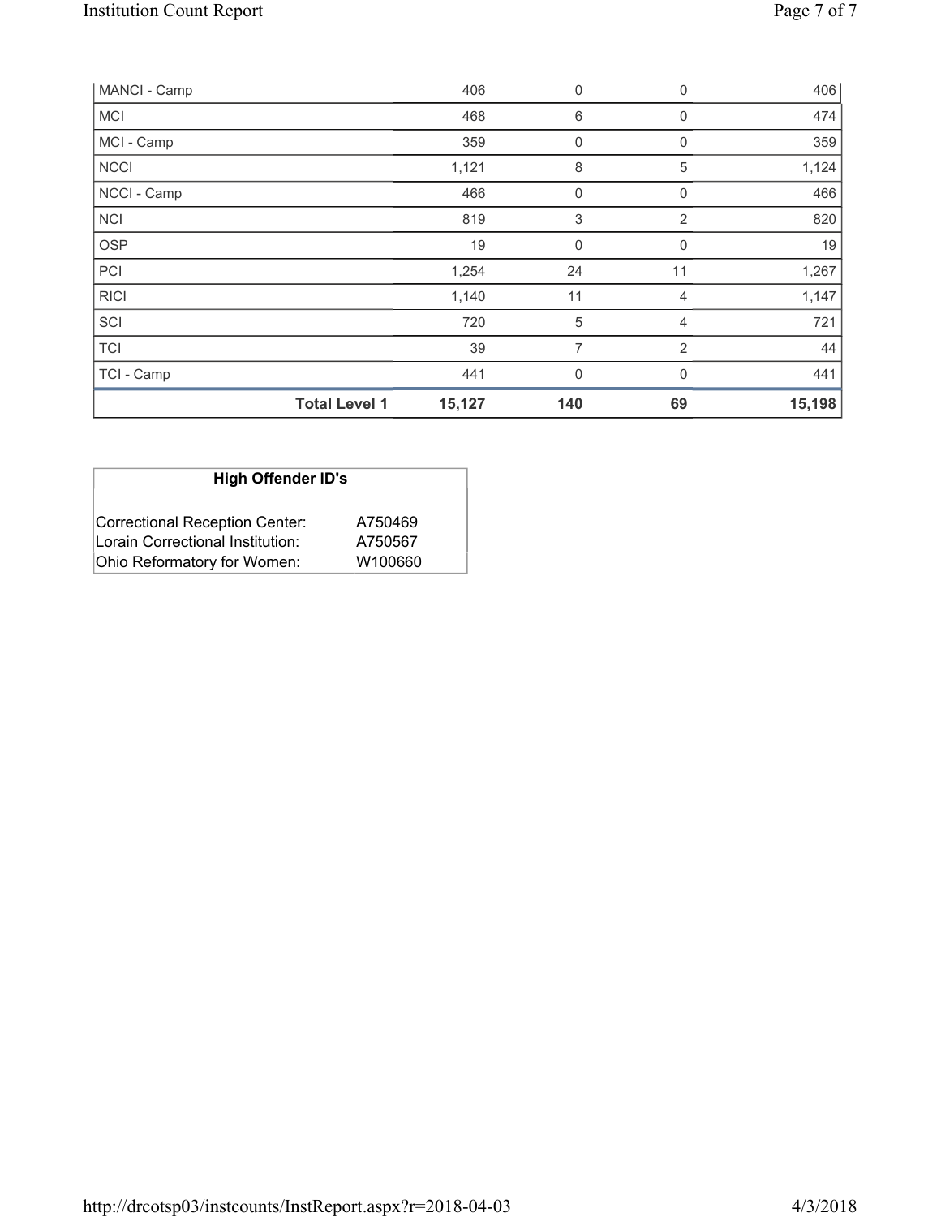| | | | | |
|---|---|---|---|---|
| MANCI - Camp | 406 | 0 | 0 | 406 |
| MCI | 468 | 6 | 0 | 474 |
| MCI - Camp | 359 | 0 | 0 | 359 |
| NCCI | 1,121 | 8 | 5 | 1,124 |
| NCCI - Camp | 466 | 0 | 0 | 466 |
| NCI | 819 | 3 | 2 | 820 |
| OSP | 19 | 0 | 0 | 19 |
| PCI | 1,254 | 24 | 11 | 1,267 |
| RICI | 1,140 | 11 | 4 | 1,147 |
| SCI | 720 | 5 | 4 | 721 |
| TCI | 39 | 7 | 2 | 44 |
| TCI - Camp | 441 | 0 | 0 | 441 |
| **Total Level 1** | **15,127** | **140** | **69** | **15,198** |

| High Offender ID's | |
|---|---|
| Correctional Reception Center: | A750469 |
| Lorain Correctional Institution: | A750567 |
| Ohio Reformatory for Women: | W100660 |